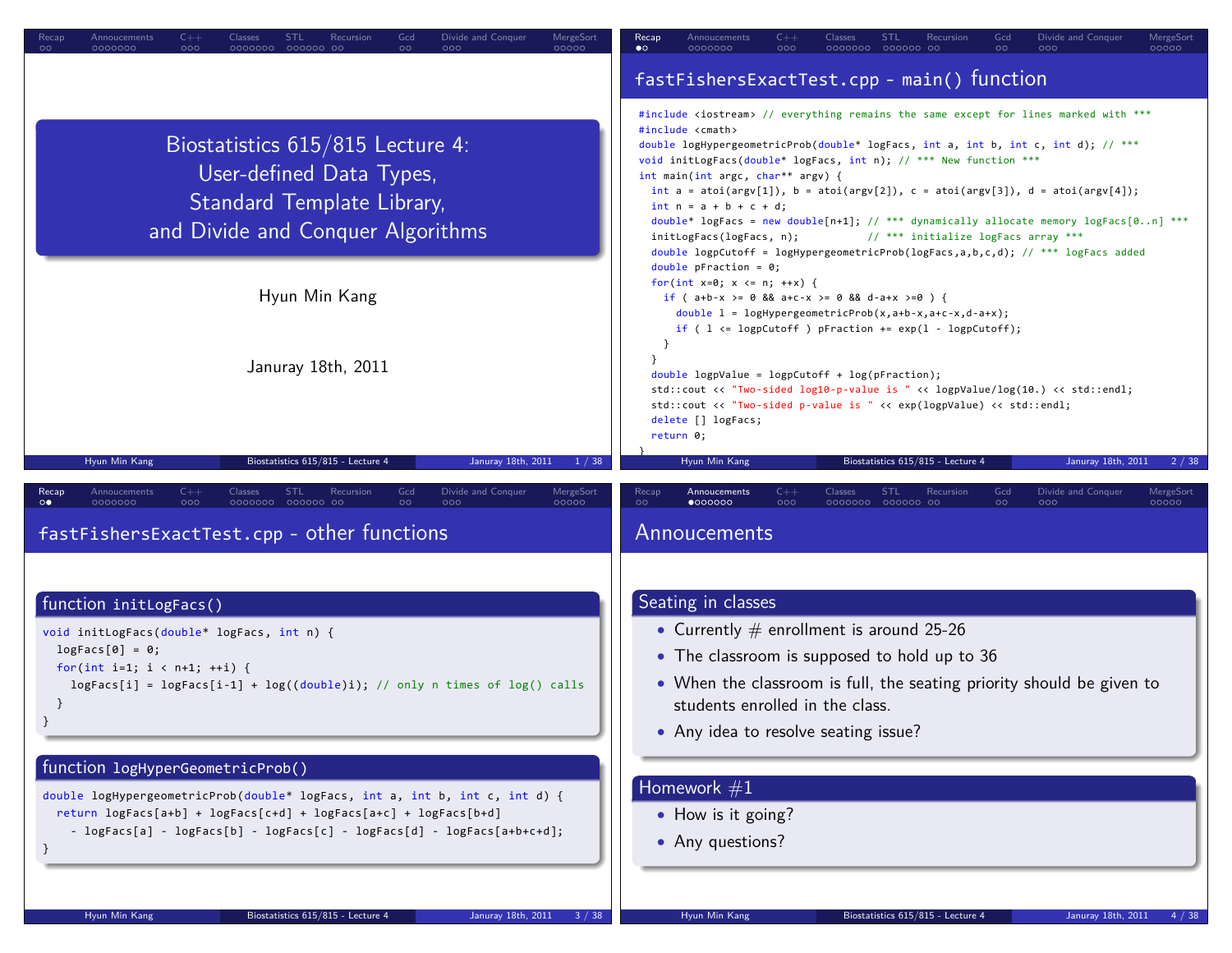# Biostatistics 615/815 Lecture 4: User-defined Data Types, Standard Template Library, and Divide and Conquer Algorithms

Hyun Min Kang

Januray 18th, 2011

## fastFishersExactTest.cpp - main() function

```cpp
#include <iostream> // everything remains the same except for lines marked with ***
#include <cmath>
double logHypergeometricProb(double* logFacs, int a, int b, int c, int d); // ***
void initLogFacs(double* logFacs, int n); // *** New function ***
int main(int argc, char** argv) {
  int a = atoi(argv[1]), b = atoi(argv[2]), c = atoi(argv[3]), d = atoi(argv[4]);
  int n = a + b + c + d;
  double* logFacs = new double[n+1]; // *** dynamically allocate memory logFacs[0..n] ***
  initLogFacs(logFacs, n);          // *** initialize logFacs array ***
  double logpCutoff = logHypergeometricProb(logFacs,a,b,c,d); // *** logFacs added
  double pFraction = 0;
  for(int x=0; x <= n; ++x) {
    if ( a+b-x >= 0 && a+c-x >= 0 && d-a+x >=0 ) {
      double l = logHypergeometricProb(x,a+b-x,a+c-x,d-a+x);
      if ( l <= logpCutoff ) pFraction += exp(l - logpCutoff);
    }
  }
  double logpValue = logpCutoff + log(pFraction);
  std::cout << "Two-sided log10-p-value is " << logpValue/log(10.) << std::endl;
  std::cout << "Two-sided p-value is " << exp(logpValue) << std::endl;
  delete [] logFacs;
  return 0;
}
```

## fastFishersExactTest.cpp - other functions

### function initLogFacs()

```cpp
void initLogFacs(double* logFacs, int n) {
  logFacs[0] = 0;
  for(int i=1; i < n+1; ++i) {
    logFacs[i] = logFacs[i-1] + log((double)i); // only n times of log() calls
  }
}
```

### function logHyperGeometricProb()

```cpp
double logHypergeometricProb(double* logFacs, int a, int b, int c, int d) {
  return logFacs[a+b] + logFacs[c+d] + logFacs[a+c] + logFacs[b+d]
    - logFacs[a] - logFacs[b] - logFacs[c] - logFacs[d] - logFacs[a+b+c+d];
}
```

## Annoucements

### Seating in classes

- Currently # enrollment is around 25-26
- The classroom is supposed to hold up to 36
- When the classroom is full, the seating priority should be given to students enrolled in the class.
- Any idea to resolve seating issue?

### Homework #1

- How is it going?
- Any questions?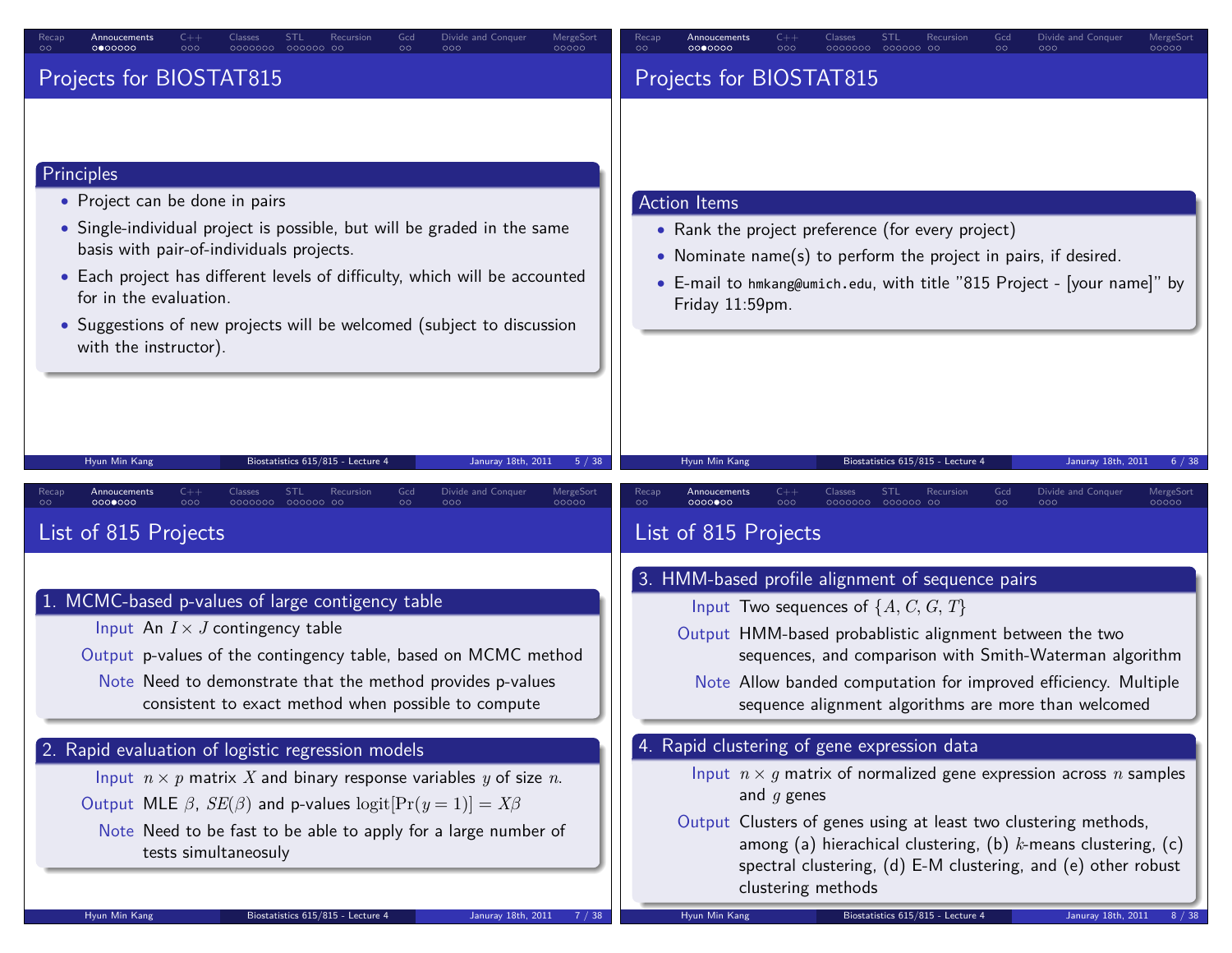## Projects for BIOSTAT815

### Principles

- Project can be done in pairs
- Single-individual project is possible, but will be graded in the same basis with pair-of-individuals projects.
- Each project has different levels of difficulty, which will be accounted for in the evaluation.
- Suggestions of new projects will be welcomed (subject to discussion with the instructor).

## Projects for BIOSTAT815

### Action Items

- Rank the project preference (for every project)
- Nominate name(s) to perform the project in pairs, if desired.
- E-mail to `hmkang@umich.edu`, with title "815 Project - [your name]" by Friday 11:59pm.

## List of 815 Projects

### 1. MCMC-based p-values of large contigency table

**Input** An $I \times J$ contingency table

**Output** p-values of the contingency table, based on MCMC method

**Note** Need to demonstrate that the method provides p-values consistent to exact method when possible to compute

### 2. Rapid evaluation of logistic regression models

**Input** $n \times p$ matrix $X$ and binary response variables $y$ of size $n$.

**Output** MLE $\beta$, $SE(\beta)$ and p-values $\text{logit}[\Pr(y = 1)] = X\beta$

**Note** Need to be fast to be able to apply for a large number of tests simultaneosuly

## List of 815 Projects

### 3. HMM-based profile alignment of sequence pairs

**Input** Two sequences of $\{A, C, G, T\}$

**Output** HMM-based probablistic alignment between the two sequences, and comparison with Smith-Waterman algorithm

**Note** Allow banded computation for improved efficiency. Multiple sequence alignment algorithms are more than welcomed

### 4. Rapid clustering of gene expression data

**Input** $n \times g$ matrix of normalized gene expression across $n$ samples and $g$ genes

**Output** Clusters of genes using at least two clustering methods, among (a) hierachical clustering, (b) $k$-means clustering, (c) spectral clustering, (d) E-M clustering, and (e) other robust clustering methods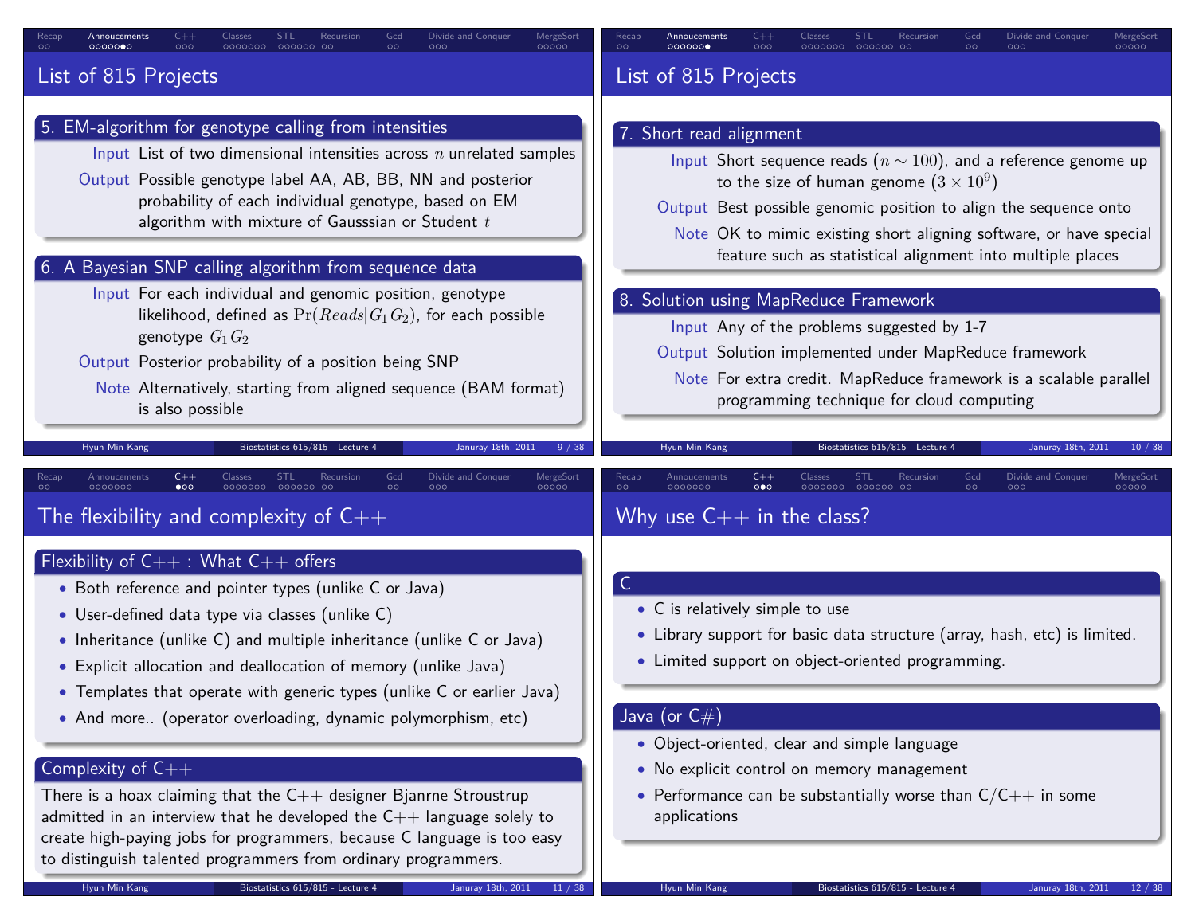## List of 815 Projects

### 5. EM-algorithm for genotype calling from intensities

- **Input** List of two dimensional intensities across $n$ unrelated samples
- **Output** Possible genotype label AA, AB, BB, NN and posterior probability of each individual genotype, based on EM algorithm with mixture of Gausssian or Student $t$

### 6. A Bayesian SNP calling algorithm from sequence data

- **Input** For each individual and genomic position, genotype likelihood, defined as $\Pr(Reads|G_1G_2)$, for each possible genotype $G_1G_2$
- **Output** Posterior probability of a position being SNP
- **Note** Alternatively, starting from aligned sequence (BAM format) is also possible

## List of 815 Projects

### 7. Short read alignment

- **Input** Short sequence reads ($n \sim 100$), and a reference genome up to the size of human genome ($3 \times 10^9$)
- **Output** Best possible genomic position to align the sequence onto
- **Note** OK to mimic existing short aligning software, or have special feature such as statistical alignment into multiple places

### 8. Solution using MapReduce Framework

- **Input** Any of the problems suggested by 1-7
- **Output** Solution implemented under MapReduce framework
- **Note** For extra credit. MapReduce framework is a scalable parallel programming technique for cloud computing

## The flexibility and complexity of C++

### Flexibility of C++ : What C++ offers

- Both reference and pointer types (unlike C or Java)
- User-defined data type via classes (unlike C)
- Inheritance (unlike C) and multiple inheritance (unlike C or Java)
- Explicit allocation and deallocation of memory (unlike Java)
- Templates that operate with generic types (unlike C or earlier Java)
- And more.. (operator overloading, dynamic polymorphism, etc)

### Complexity of C++

There is a hoax claiming that the C++ designer Bjanrne Stroustrup admitted in an interview that he developed the C++ language solely to create high-paying jobs for programmers, because C language is too easy to distinguish talented programmers from ordinary programmers.

## Why use C++ in the class?

### C

- C is relatively simple to use
- Library support for basic data structure (array, hash, etc) is limited.
- Limited support on object-oriented programming.

### Java (or C#)

- Object-oriented, clear and simple language
- No explicit control on memory management
- Performance can be substantially worse than C/C++ in some applications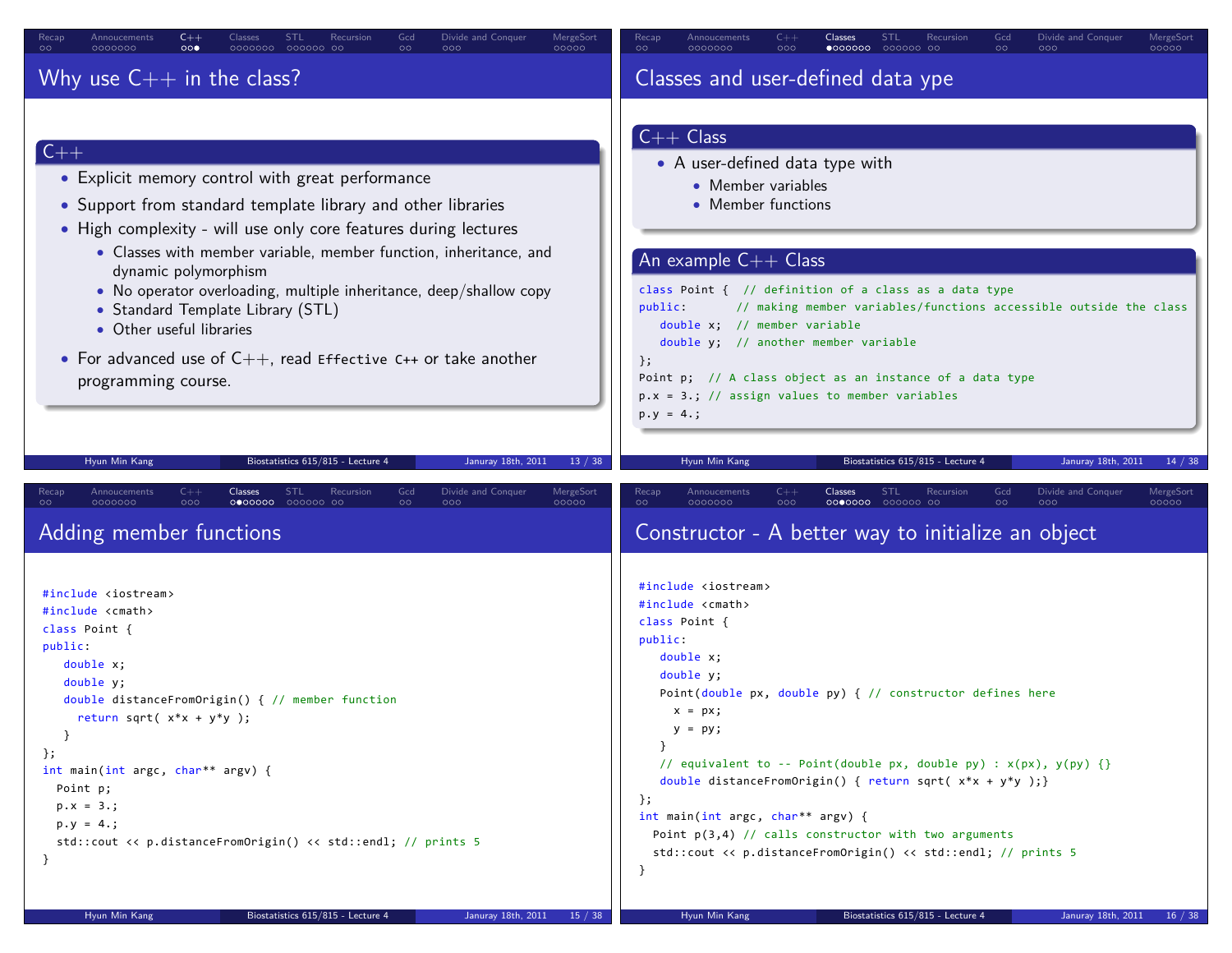## Why use C++ in the class?

### C++

- Explicit memory control with great performance
- Support from standard template library and other libraries
- High complexity - will use only core features during lectures
  - Classes with member variable, member function, inheritance, and dynamic polymorphism
  - No operator overloading, multiple inheritance, deep/shallow copy
  - Standard Template Library (STL)
  - Other useful libraries
- For advanced use of C++, read `Effective C++` or take another programming course.

## Classes and user-defined data ype

### C++ Class

- A user-defined data type with
  - Member variables
  - Member functions

### An example C++ Class

```
class Point {  // definition of a class as a data type
public:       // making member variables/functions accessible outside the class
   double x;  // member variable
   double y;  // another member variable
};
Point p;  // A class object as an instance of a data type
p.x = 3.; // assign values to member variables
p.y = 4.;
```

## Adding member functions

```
#include <iostream>
#include <cmath>
class Point {
public:
   double x;
   double y;
   double distanceFromOrigin() { // member function
     return sqrt( x*x + y*y );
   }
};
int main(int argc, char** argv) {
  Point p;
  p.x = 3.;
  p.y = 4.;
  std::cout << p.distanceFromOrigin() << std::endl; // prints 5
}
```

## Constructor - A better way to initialize an object

```
#include <iostream>
#include <cmath>
class Point {
public:
   double x;
   double y;
   Point(double px, double py) { // constructor defines here
     x = px;
     y = py;
   }
   // equivalent to -- Point(double px, double py) : x(px), y(py) {}
   double distanceFromOrigin() { return sqrt( x*x + y*y );}
};
int main(int argc, char** argv) {
  Point p(3,4) // calls constructor with two arguments
  std::cout << p.distanceFromOrigin() << std::endl; // prints 5
}
```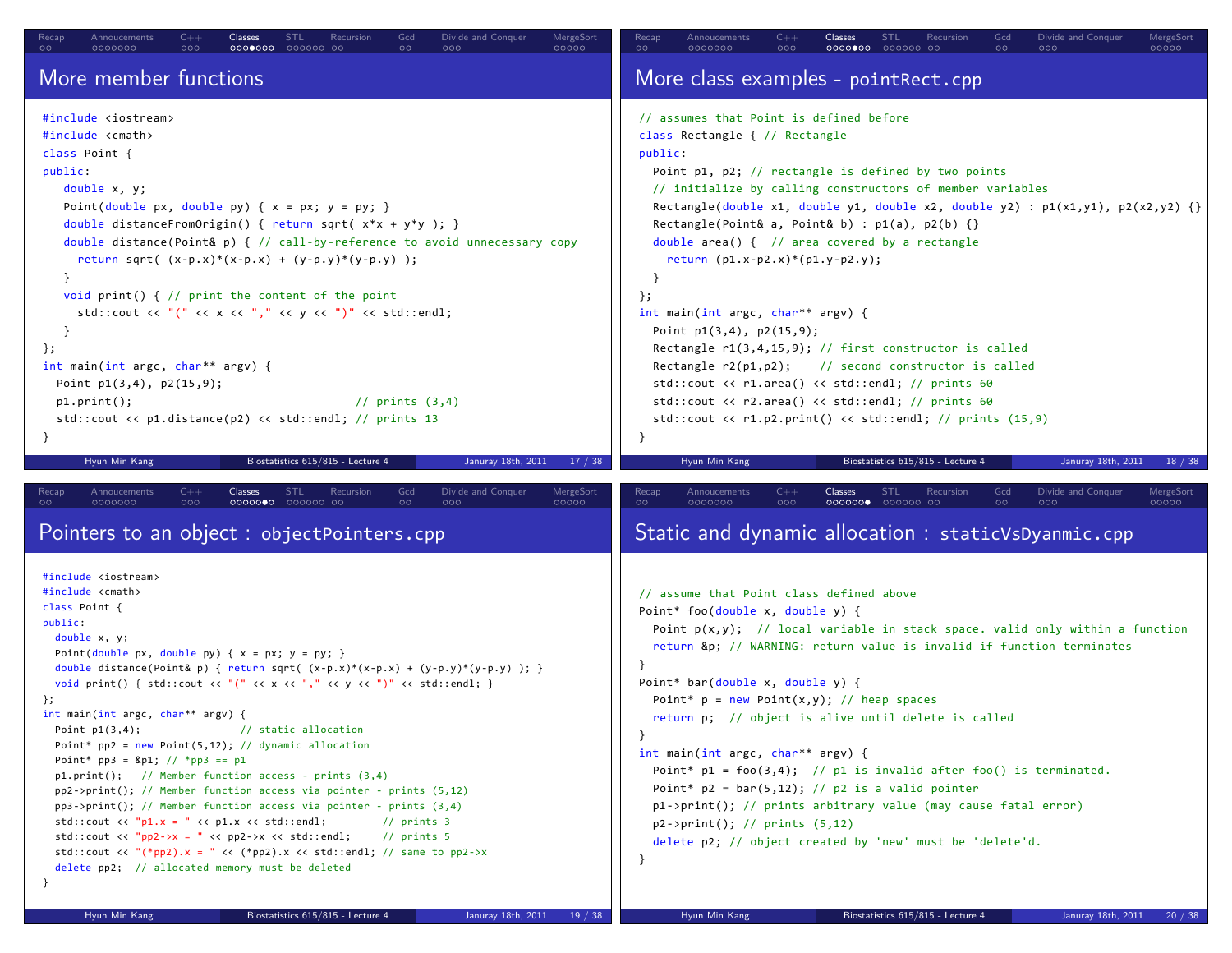## More member functions

```cpp
#include <iostream>
#include <cmath>
class Point {
public:
   double x, y;
   Point(double px, double py) { x = px; y = py; }
   double distanceFromOrigin() { return sqrt( x*x + y*y ); }
   double distance(Point& p) { // call-by-reference to avoid unnecessary copy
     return sqrt( (x-p.x)*(x-p.x) + (y-p.y)*(y-p.y) );
   }
   void print() { // print the content of the point
     std::cout << "(" << x << "," << y << ")" << std::endl;
   }
};
int main(int argc, char** argv) {
  Point p1(3,4), p2(15,9);
  p1.print();                                // prints (3,4)
  std::cout << p1.distance(p2) << std::endl; // prints 13
}
```

## More class examples - `pointRect.cpp`

```cpp
// assumes that Point is defined before
class Rectangle { // Rectangle
public:
  Point p1, p2; // rectangle is defined by two points
  // initialize by calling constructors of member variables
  Rectangle(double x1, double y1, double x2, double y2) : p1(x1,y1), p2(x2,y2) {}
  Rectangle(Point& a, Point& b) : p1(a), p2(b) {}
  double area() {  // area covered by a rectangle
    return (p1.x-p2.x)*(p1.y-p2.y);
  }
};
int main(int argc, char** argv) {
  Point p1(3,4), p2(15,9);
  Rectangle r1(3,4,15,9); // first constructor is called
  Rectangle r2(p1,p2);    // second constructor is called
  std::cout << r1.area() << std::endl; // prints 60
  std::cout << r2.area() << std::endl; // prints 60
  std::cout << r1.p2.print() << std::endl; // prints (15,9)
}
```

## Pointers to an object : `objectPointers.cpp`

```cpp
#include <iostream>
#include <cmath>
class Point {
public:
  double x, y;
  Point(double px, double py) { x = px; y = py; }
  double distance(Point& p) { return sqrt( (x-p.x)*(x-p.x) + (y-p.y)*(y-p.y) ); }
  void print() { std::cout << "(" << x << "," << y << ")" << std::endl; }
};
int main(int argc, char** argv) {
  Point p1(3,4);               // static allocation
  Point* pp2 = new Point(5,12); // dynamic allocation
  Point* pp3 = &p1; // *pp3 == p1
  p1.print();   // Member function access - prints (3,4)
  pp2->print(); // Member function access via pointer - prints (5,12)
  pp3->print(); // Member function access via pointer - prints (3,4)
  std::cout << "p1.x = " << p1.x << std::endl;         // prints 3
  std::cout << "pp2->x = " << pp2->x << std::endl;     // prints 5
  std::cout << "(*pp2).x = " << (*pp2).x << std::endl; // same to pp2->x
  delete pp2;  // allocated memory must be deleted
}
```

## Static and dynamic allocation : `staticVsDyanmic.cpp`

```cpp
// assume that Point class defined above
Point* foo(double x, double y) {
  Point p(x,y);  // local variable in stack space. valid only within a function
  return &p; // WARNING: return value is invalid if function terminates
}
Point* bar(double x, double y) {
  Point* p = new Point(x,y); // heap spaces
  return p;  // object is alive until delete is called
}
int main(int argc, char** argv) {
  Point* p1 = foo(3,4);  // p1 is invalid after foo() is terminated.
  Point* p2 = bar(5,12); // p2 is a valid pointer
  p1->print(); // prints arbitrary value (may cause fatal error)
  p2->print(); // prints (5,12)
  delete p2; // object created by 'new' must be 'delete'd.
}
```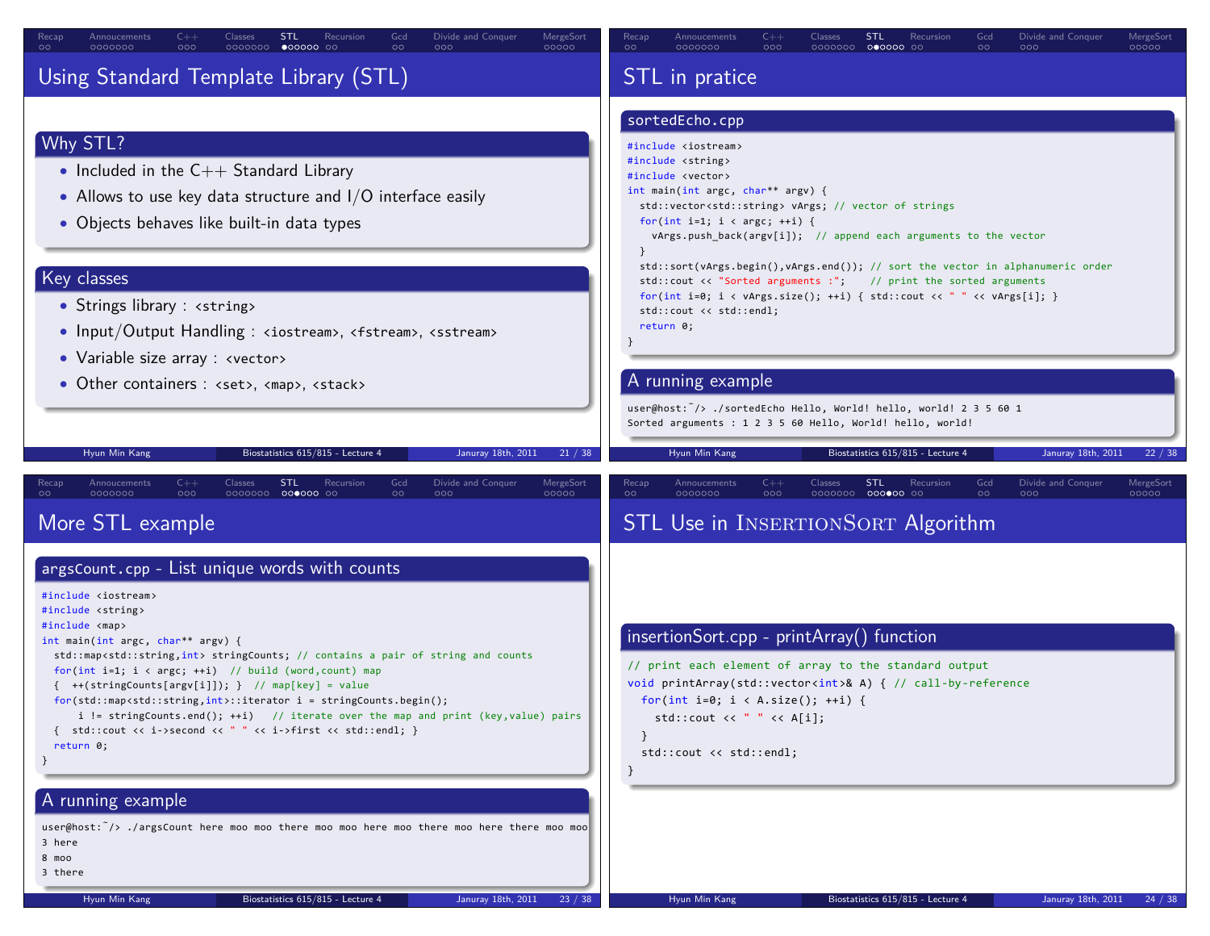## Using Standard Template Library (STL)

### Why STL?

- Included in the C++ Standard Library
- Allows to use key data structure and I/O interface easily
- Objects behaves like built-in data types

### Key classes

- Strings library : `<string>`
- Input/Output Handling : `<iostream>`, `<fstream>`, `<sstream>`
- Variable size array : `<vector>`
- Other containers : `<set>`, `<map>`, `<stack>`

## STL in pratice

### sortedEcho.cpp

```
#include <iostream>
#include <string>
#include <vector>
int main(int argc, char** argv) {
  std::vector<std::string> vArgs; // vector of strings
  for(int i=1; i < argc; ++i) {
    vArgs.push_back(argv[i]);  // append each arguments to the vector
  }
  std::sort(vArgs.begin(),vArgs.end()); // sort the vector in alphanumeric order
  std::cout << "Sorted arguments :";    // print the sorted arguments
  for(int i=0; i < vArgs.size(); ++i) { std::cout << " " << vArgs[i]; }
  std::cout << std::endl;
  return 0;
}
```

### A running example

```
user@host:~/> ./sortedEcho Hello, World! hello, world! 2 3 5 60 1
Sorted arguments : 1 2 3 5 60 Hello, World! hello, world!
```

## More STL example

### argsCount.cpp - List unique words with counts

```
#include <iostream>
#include <string>
#include <map>
int main(int argc, char** argv) {
  std::map<std::string,int> stringCounts; // contains a pair of string and counts
  for(int i=1; i < argc; ++i)  // build (word,count) map
  {  ++(stringCounts[argv[i]]); }  // map[key] = value
  for(std::map<std::string,int>::iterator i = stringCounts.begin();
      i != stringCounts.end(); ++i)   // iterate over the map and print (key,value) pairs
  {  std::cout << i->second << " " << i->first << std::endl; }
  return 0;
}
```

### A running example

```
user@host:~/> ./argsCount here moo moo there moo moo here moo there moo here there moo moo
3 here
8 moo
3 there
```

## STL Use in InsertionSort Algorithm

### insertionSort.cpp - printArray() function

```
// print each element of array to the standard output
void printArray(std::vector<int>& A) { // call-by-reference
  for(int i=0; i < A.size(); ++i) {
    std::cout << " " << A[i];
  }
  std::cout << std::endl;
}
```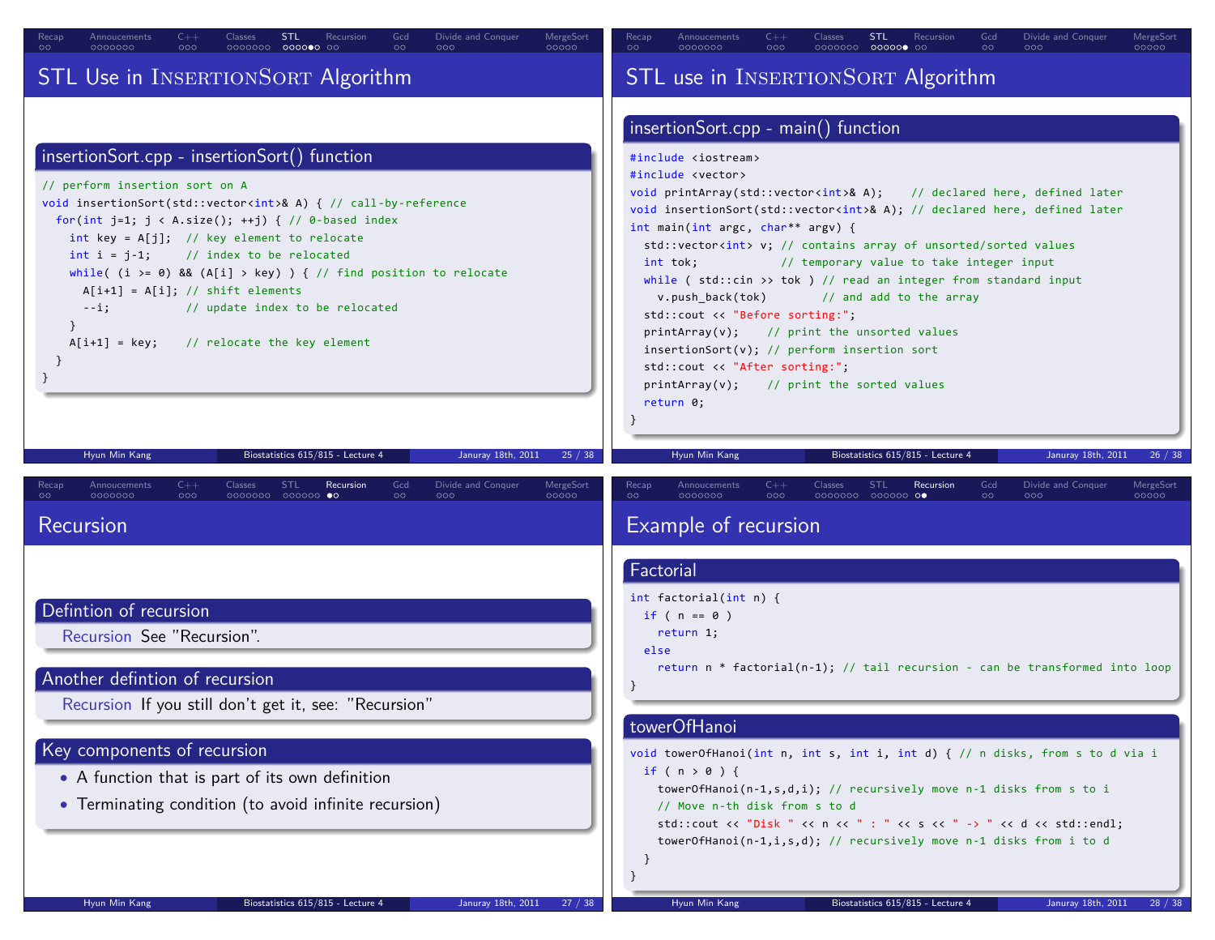## STL Use in InsertionSort Algorithm

### insertionSort.cpp - insertionSort() function

```cpp
// perform insertion sort on A
void insertionSort(std::vector<int>& A) { // call-by-reference
  for(int j=1; j < A.size(); ++j) { // 0-based index
    int key = A[j];  // key element to relocate
    int i = j-1;     // index to be relocated
    while( (i >= 0) && (A[i] > key) ) { // find position to relocate
      A[i+1] = A[i]; // shift elements
      --i;           // update index to be relocated
    }
    A[i+1] = key;    // relocate the key element
  }
}
```

## STL use in InsertionSort Algorithm

### insertionSort.cpp - main() function

```cpp
#include <iostream>
#include <vector>
void printArray(std::vector<int>& A);    // declared here, defined later
void insertionSort(std::vector<int>& A); // declared here, defined later
int main(int argc, char** argv) {
  std::vector<int> v; // contains array of unsorted/sorted values
  int tok;            // temporary value to take integer input
  while ( std::cin >> tok ) // read an integer from standard input
    v.push_back(tok)        // and add to the array
  std::cout << "Before sorting:";
  printArray(v);    // print the unsorted values
  insertionSort(v); // perform insertion sort
  std::cout << "After sorting:";
  printArray(v);    // print the sorted values
  return 0;
}
```

## Recursion

### Defintion of recursion

Recursion See "Recursion".

### Another defintion of recursion

Recursion If you still don't get it, see: "Recursion"

### Key components of recursion

- A function that is part of its own definition
- Terminating condition (to avoid infinite recursion)

## Example of recursion

### Factorial

```cpp
int factorial(int n) {
  if ( n == 0 )
    return 1;
  else
    return n * factorial(n-1); // tail recursion - can be transformed into loop
}
```

### towerOfHanoi

```cpp
void towerOfHanoi(int n, int s, int i, int d) { // n disks, from s to d via i
  if ( n > 0 ) {
    towerOfHanoi(n-1,s,d,i); // recursively move n-1 disks from s to i
    // Move n-th disk from s to d
    std::cout << "Disk " << n << " : " << s << " -> " << d << std::endl;
    towerOfHanoi(n-1,i,s,d); // recursively move n-1 disks from i to d
  }
}
```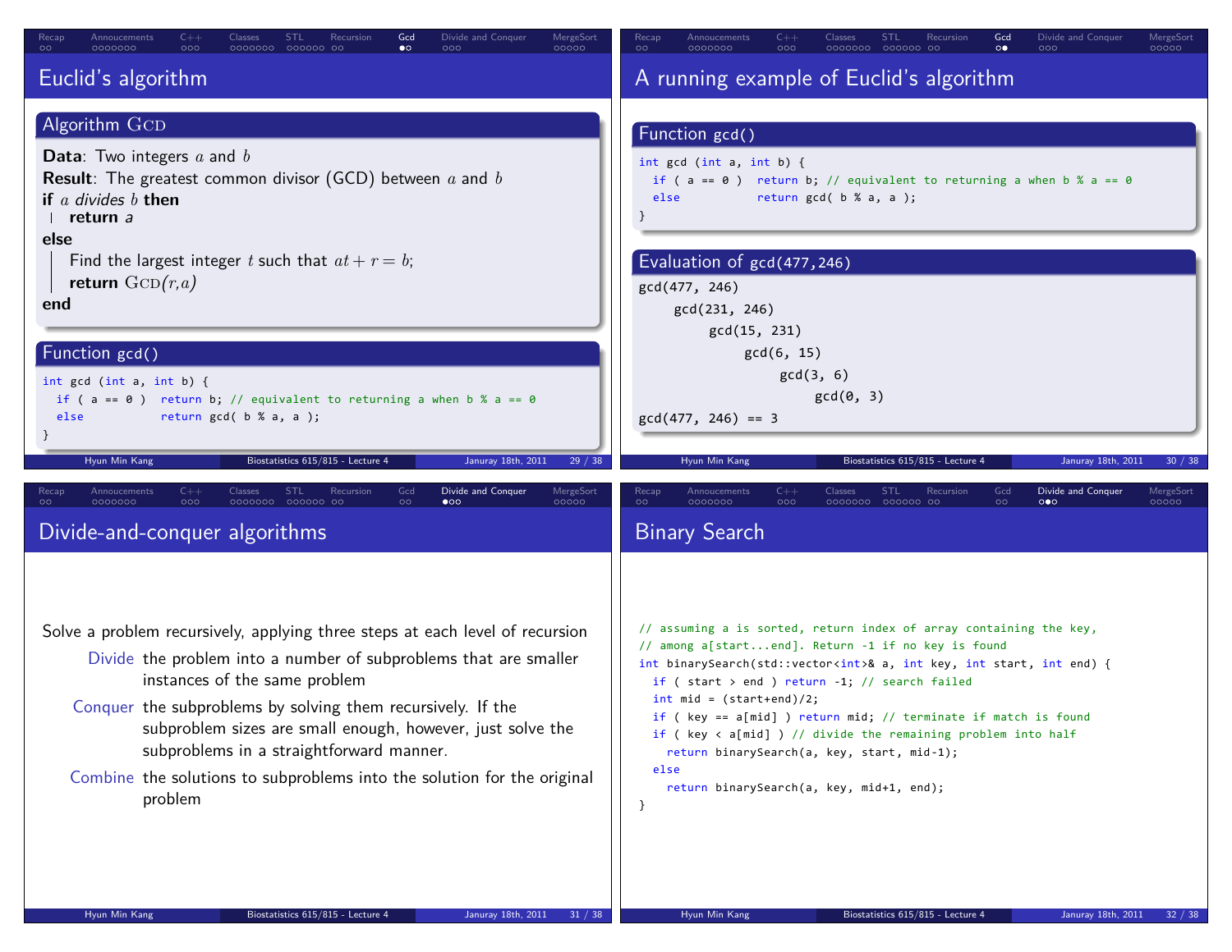## Euclid's algorithm

### Algorithm GCD()

**Data**: Two integers $a$ and $b$
**Result**: The greatest common divisor (GCD) between $a$ and $b$
**if** $a$ *divides* $b$ **then**
  **return** *a*
**else**
  Find the largest integer $t$ such that $at + r = b$;
  **return** GCD($r$,$a$)
**end**

### Function gcd()

```
int gcd (int a, int b) {
  if ( a == 0 )  return b; // equivalent to returning a when b % a == 0
  else           return gcd( b % a, a );
}
```

## A running example of Euclid's algorithm

### Function gcd()

```
int gcd (int a, int b) {
  if ( a == 0 )  return b; // equivalent to returning a when b % a == 0
  else           return gcd( b % a, a );
}
```

### Evaluation of gcd(477,246)

```
gcd(477, 246)
    gcd(231, 246)
        gcd(15, 231)
            gcd(6, 15)
                gcd(3, 6)
                    gcd(0, 3)
gcd(477, 246) == 3
```

## Divide-and-conquer algorithms

Solve a problem recursively, applying three steps at each level of recursion

- **Divide** the problem into a number of subproblems that are smaller instances of the same problem
- **Conquer** the subproblems by solving them recursively. If the subproblem sizes are small enough, however, just solve the subproblems in a straightforward manner.
- **Combine** the solutions to subproblems into the solution for the original problem

## Binary Search

```
// assuming a is sorted, return index of array containing the key,
// among a[start...end]. Return -1 if no key is found
int binarySearch(std::vector<int>& a, int key, int start, int end) {
  if ( start > end ) return -1; // search failed
  int mid = (start+end)/2;
  if ( key == a[mid] ) return mid; // terminate if match is found
  if ( key < a[mid] ) // divide the remaining problem into half
    return binarySearch(a, key, start, mid-1);
  else
    return binarySearch(a, key, mid+1, end);
}
```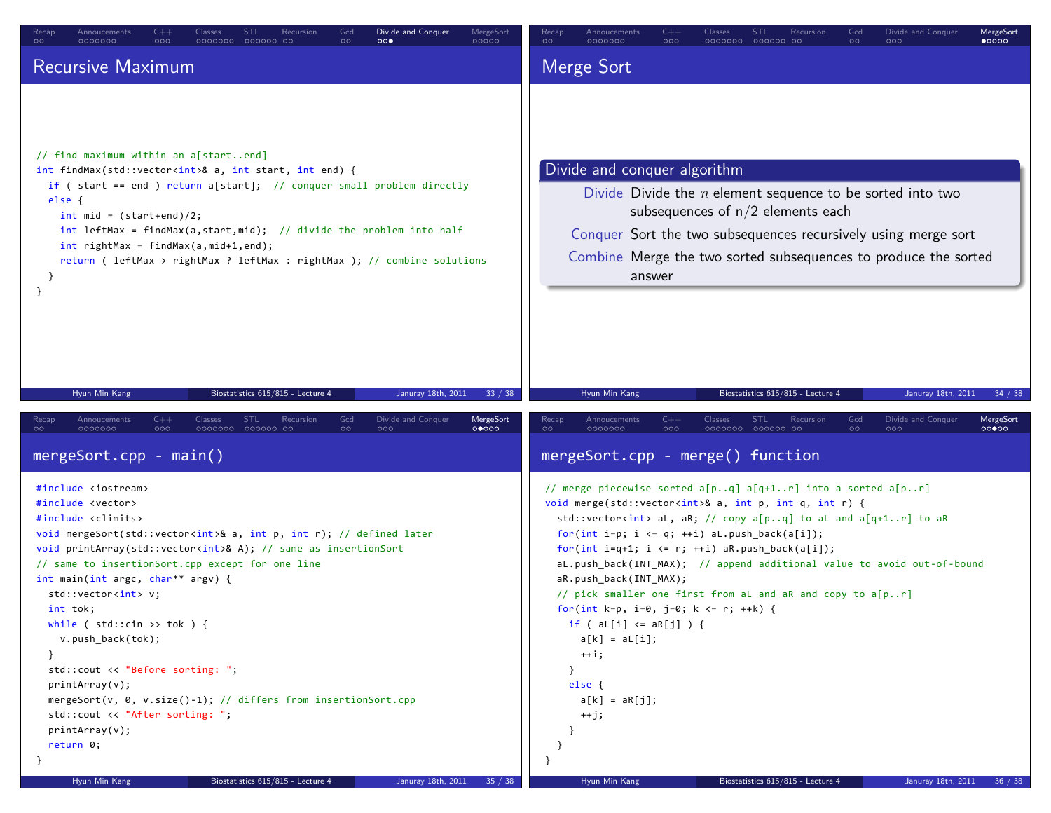## Recursive Maximum

```cpp
// find maximum within an a[start..end]
int findMax(std::vector<int>& a, int start, int end) {
  if ( start == end ) return a[start];  // conquer small problem directly
  else {
    int mid = (start+end)/2;
    int leftMax = findMax(a,start,mid);  // divide the problem into half
    int rightMax = findMax(a,mid+1,end);
    return ( leftMax > rightMax ? leftMax : rightMax ); // combine solutions
  }
}
```

## Merge Sort

**Divide and conquer algorithm**

- **Divide** Divide the $n$ element sequence to be sorted into two subsequences of n/2 elements each
- **Conquer** Sort the two subsequences recursively using merge sort
- **Combine** Merge the two sorted subsequences to produce the sorted answer

## mergeSort.cpp - main()

```cpp
#include <iostream>
#include <vector>
#include <climits>
void mergeSort(std::vector<int>& a, int p, int r); // defined later
void printArray(std::vector<int>& A); // same as insertionSort
// same to insertionSort.cpp except for one line
int main(int argc, char** argv) {
  std::vector<int> v;
  int tok;
  while ( std::cin >> tok ) {
    v.push_back(tok);
  }
  std::cout << "Before sorting: ";
  printArray(v);
  mergeSort(v, 0, v.size()-1); // differs from insertionSort.cpp
  std::cout << "After sorting: ";
  printArray(v);
  return 0;
}
```

## mergeSort.cpp - merge() function

```cpp
// merge piecewise sorted a[p..q] a[q+1..r] into a sorted a[p..r]
void merge(std::vector<int>& a, int p, int q, int r) {
  std::vector<int> aL, aR; // copy a[p..q] to aL and a[q+1..r] to aR
  for(int i=p; i <= q; ++i) aL.push_back(a[i]);
  for(int i=q+1; i <= r; ++i) aR.push_back(a[i]);
  aL.push_back(INT_MAX);  // append additional value to avoid out-of-bound
  aR.push_back(INT_MAX);
  // pick smaller one first from aL and aR and copy to a[p..r]
  for(int k=p, i=0, j=0; k <= r; ++k) {
    if ( aL[i] <= aR[j] ) {
      a[k] = aL[i];
      ++i;
    }
    else {
      a[k] = aR[j];
      ++j;
    }
  }
}
```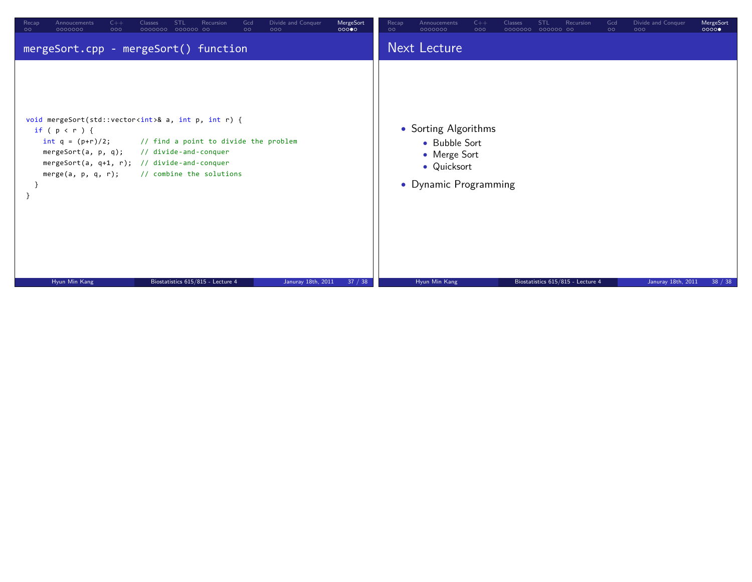## mergeSort.cpp - mergeSort() function

```
void mergeSort(std::vector<int>& a, int p, int r) {
  if ( p < r ) {
    int q = (p+r)/2;       // find a point to divide the problem
    mergeSort(a, p, q);    // divide-and-conquer
    mergeSort(a, q+1, r);  // divide-and-conquer
    merge(a, p, q, r);     // combine the solutions
  }
}
```

## Next Lecture

- Sorting Algorithms
  - Bubble Sort
  - Merge Sort
  - Quicksort
- Dynamic Programming